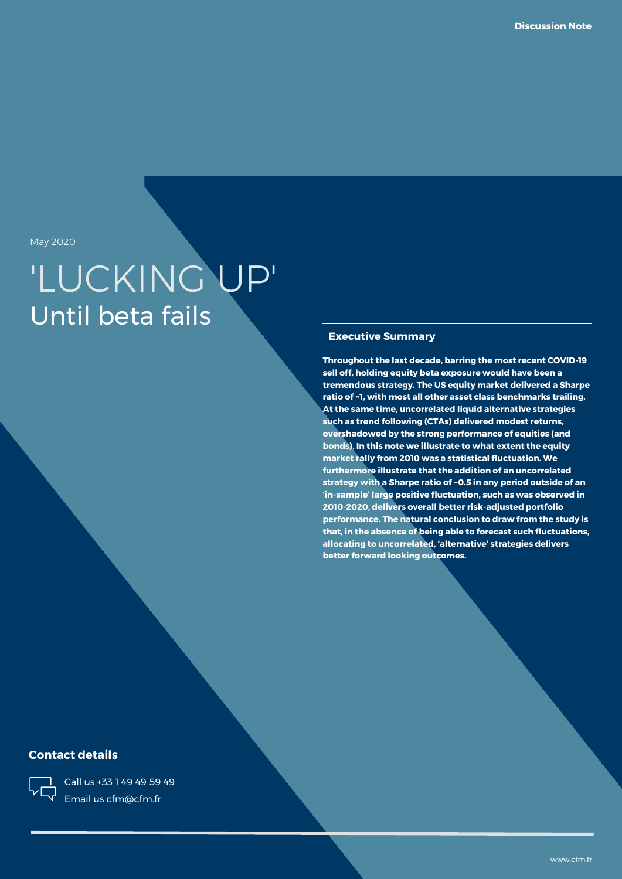Discussion Note

May 2020

# 'LUCKING UP'
## Until beta fails

### Executive Summary

**Throughout the last decade, barring the most recent COVID-19 sell off, holding equity beta exposure would have been a tremendous strategy. The US equity market delivered a Sharpe ratio of ~1, with most all other asset class benchmarks trailing. At the same time, uncorrelated liquid alternative strategies such as trend following (CTAs) delivered modest returns, overshadowed by the strong performance of equities (and bonds). In this note we illustrate to what extent the equity market rally from 2010 was a statistical fluctuation. We furthermore illustrate that the addition of an uncorrelated strategy with a Sharpe ratio of ~0.5 in any period outside of an 'in-sample' large positive fluctuation, such as was observed in 2010-2020, delivers overall better risk-adjusted portfolio performance. The natural conclusion to draw from the study is that, in the absence of being able to forecast such fluctuations, allocating to uncorrelated, 'alternative' strategies delivers better forward looking outcomes.**

### Contact details

Call us +33 1 49 49 59 49
Email us cfm@cfm.fr

www.cfm.fr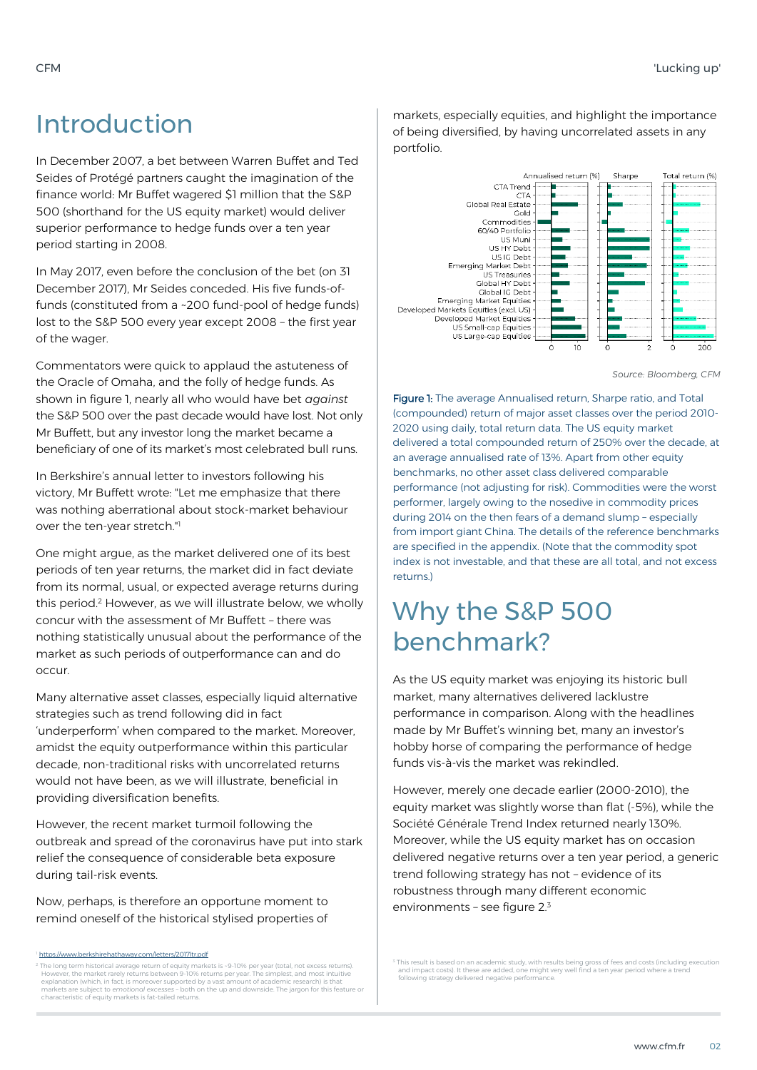# Introduction

In December 2007, a bet between Warren Buffet and Ted Seides of Protégé partners caught the imagination of the finance world: Mr Buffet wagered $1 million that the S&P 500 (shorthand for the US equity market) would deliver superior performance to hedge funds over a ten year period starting in 2008.

In May 2017, even before the conclusion of the bet (on 31 December 2017), Mr Seides conceded. His five funds-of-funds (constituted from a ~200 fund-pool of hedge funds) lost to the S&P 500 every year except 2008 – the first year of the wager.

Commentators were quick to applaud the astuteness of the Oracle of Omaha, and the folly of hedge funds. As shown in figure 1, nearly all who would have bet *against* the S&P 500 over the past decade would have lost. Not only Mr Buffett, but any investor long the market became a beneficiary of one of its market's most celebrated bull runs.

In Berkshire's annual letter to investors following his victory, Mr Buffett wrote: "Let me emphasize that there was nothing aberrational about stock-market behaviour over the ten-year stretch."[1]

One might argue, as the market delivered one of its best periods of ten year returns, the market did in fact deviate from its normal, usual, or expected average returns during this period.[2] However, as we will illustrate below, we wholly concur with the assessment of Mr Buffett – there was nothing statistically unusual about the performance of the market as such periods of outperformance can and do occur.

Many alternative asset classes, especially liquid alternative strategies such as trend following did in fact 'underperform' when compared to the market. Moreover, amidst the equity outperformance within this particular decade, non-traditional risks with uncorrelated returns would not have been, as we will illustrate, beneficial in providing diversification benefits.

However, the recent market turmoil following the outbreak and spread of the coronavirus have put into stark relief the consequence of considerable beta exposure during tail-risk events.

Now, perhaps, is therefore an opportune moment to remind oneself of the historical stylised properties of markets, especially equities, and highlight the importance of being diversified, by having uncorrelated assets in any portfolio.

Source: Bloomberg, CFM

Figure 1: The average Annualised return, Sharpe ratio, and Total (compounded) return of major asset classes over the period 2010-2020 using daily, total return data. The US equity market delivered a total compounded return of 250% over the decade, at an average annualised rate of 13%. Apart from other equity benchmarks, no other asset class delivered comparable performance (not adjusting for risk). Commodities were the worst performer, largely owing to the nosedive in commodity prices during 2014 on the then fears of a demand slump – especially from import giant China. The details of the reference benchmarks are specified in the appendix. (Note that the commodity spot index is not investable, and that these are all total, and not excess returns.)

# Why the S&P 500 benchmark?

As the US equity market was enjoying its historic bull market, many alternatives delivered lacklustre performance in comparison. Along with the headlines made by Mr Buffet's winning bet, many an investor's hobby horse of comparing the performance of hedge funds vis-à-vis the market was rekindled.

However, merely one decade earlier (2000-2010), the equity market was slightly worse than flat (-5%), while the Société Générale Trend Index returned nearly 130%. Moreover, while the US equity market has on occasion delivered negative returns over a ten year period, a generic trend following strategy has not – evidence of its robustness through many different economic environments – see figure 2.[3]

---

[1] https://www.berkshirehathaway.com/letters/2017ltr.pdf

[2] The long term historical average return of equity markets is ~9-10% per year (total, not excess returns). However, the market rarely returns between 9-10% returns per year. The simplest, and most intuitive explanation (which, in fact, is moreover supported by a vast amount of academic research) is that markets are subject to *emotional excesses* – both on the up and downside. The jargon for this feature or characteristic of equity markets is fat-tailed returns.

[3] This result is based on an academic study, with results being gross of fees and costs (including execution and impact costs). It these are added, one might very well find a ten year period where a trend following strategy delivered negative performance.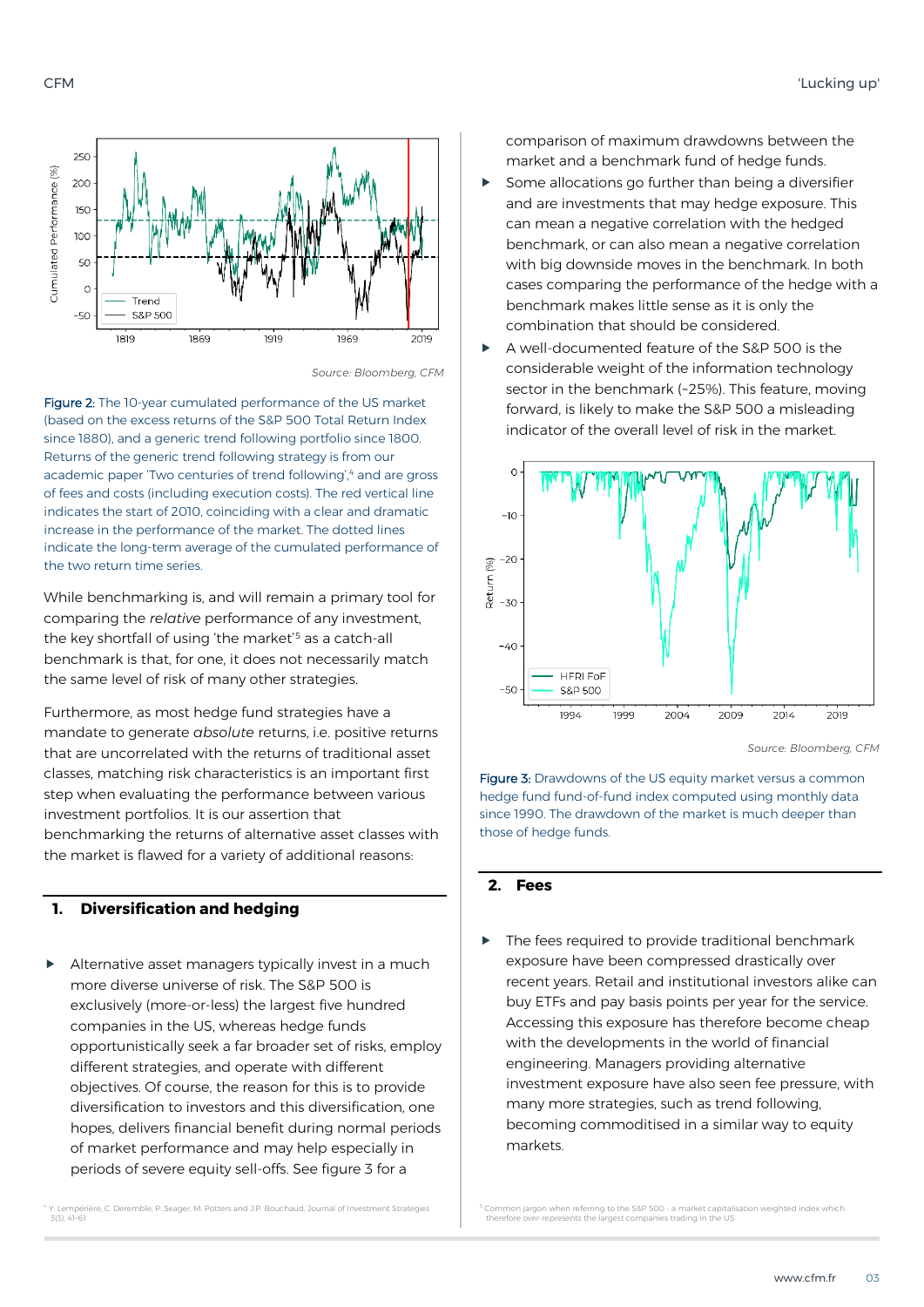Source: Bloomberg, CFM

Figure 2: The 10-year cumulated performance of the US market (based on the excess returns of the S&P 500 Total Return Index since 1880), and a generic trend following portfolio since 1800. Returns of the generic trend following strategy is from our academic paper 'Two centuries of trend following',[4] and are gross of fees and costs (including execution costs). The red vertical line indicates the start of 2010, coinciding with a clear and dramatic increase in the performance of the market. The dotted lines indicate the long-term average of the cumulated performance of the two return time series.

While benchmarking is, and will remain a primary tool for comparing the *relative* performance of any investment, the key shortfall of using 'the market'[5] as a catch-all benchmark is that, for one, it does not necessarily match the same level of risk of many other strategies.

Furthermore, as most hedge fund strategies have a mandate to generate *absolute* returns, i.e. positive returns that are uncorrelated with the returns of traditional asset classes, matching risk characteristics is an important first step when evaluating the performance between various investment portfolios. It is our assertion that benchmarking the returns of alternative asset classes with the market is flawed for a variety of additional reasons:

## 1. Diversification and hedging

- Alternative asset managers typically invest in a much more diverse universe of risk. The S&P 500 is exclusively (more-or-less) the largest five hundred companies in the US, whereas hedge funds opportunistically seek a far broader set of risks, employ different strategies, and operate with different objectives. Of course, the reason for this is to provide diversification to investors and this diversification, one hopes, delivers financial benefit during normal periods of market performance and may help especially in periods of severe equity sell-offs. See figure 3 for a comparison of maximum drawdowns between the market and a benchmark fund of hedge funds.
- Some allocations go further than being a diversifier and are investments that may hedge exposure. This can mean a negative correlation with the hedged benchmark, or can also mean a negative correlation with big downside moves in the benchmark. In both cases comparing the performance of the hedge with a benchmark makes little sense as it is only the combination that should be considered.
- A well-documented feature of the S&P 500 is the considerable weight of the information technology sector in the benchmark (~25%). This feature, moving forward, is likely to make the S&P 500 a misleading indicator of the overall level of risk in the market.

Source: Bloomberg, CFM

Figure 3: Drawdowns of the US equity market versus a common hedge fund fund-of-fund index computed using monthly data since 1990. The drawdown of the market is much deeper than those of hedge funds.

## 2. Fees

- The fees required to provide traditional benchmark exposure have been compressed drastically over recent years. Retail and institutional investors alike can buy ETFs and pay basis points per year for the service. Accessing this exposure has therefore become cheap with the developments in the world of financial engineering. Managers providing alternative investment exposure have also seen fee pressure, with many more strategies, such as trend following, becoming commoditised in a similar way to equity markets.

[4] Y. Lempérière, C. Deremble, P. Seager, M. Potters and J.P. Bouchaud, Journal of Investment Strategies 3(3), 41-61

[5] Common jargon when referring to the S&P 500 - a market capitalisation weighted index which therefore over-represents the largest companies trading in the US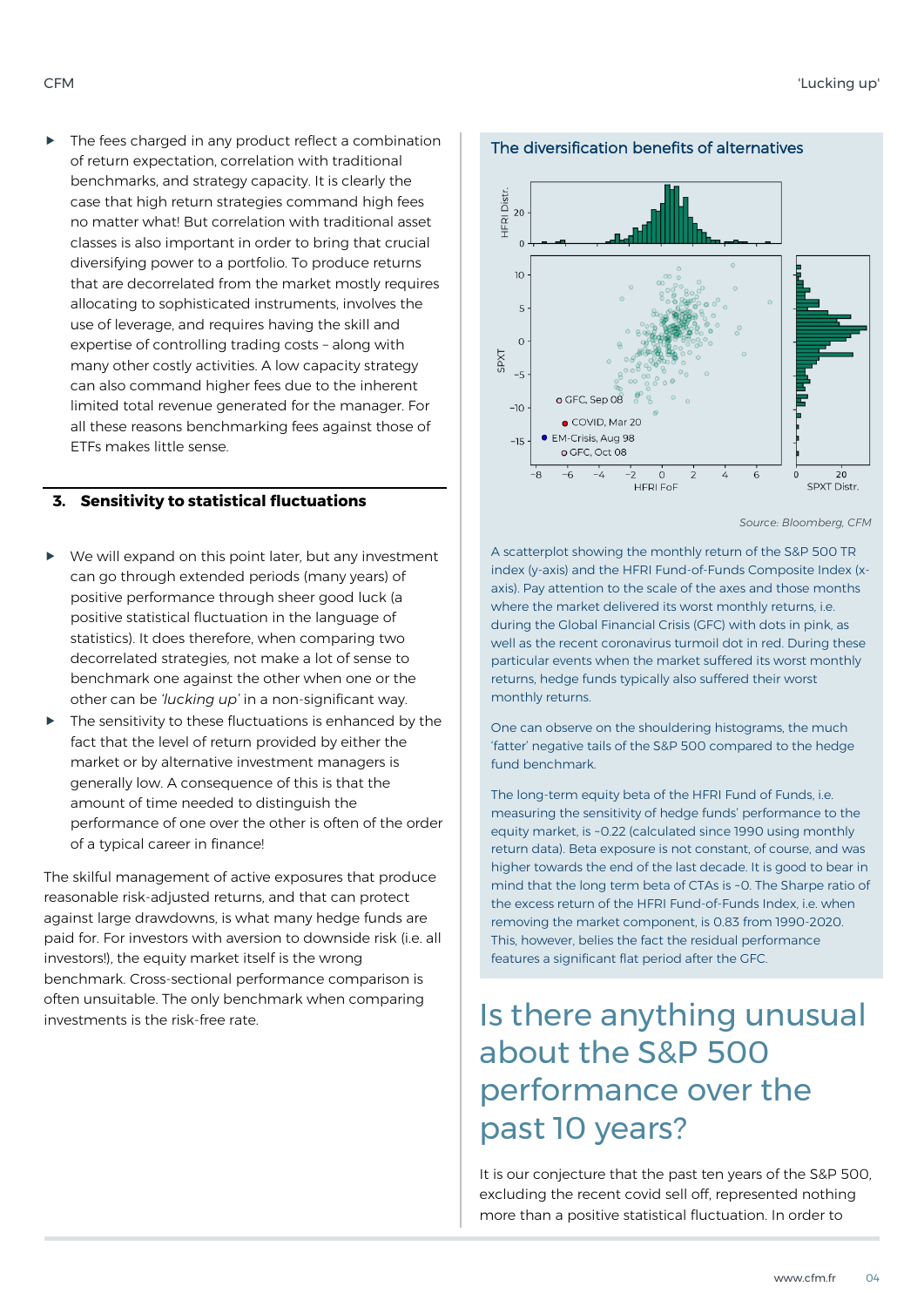- The fees charged in any product reflect a combination of return expectation, correlation with traditional benchmarks, and strategy capacity. It is clearly the case that high return strategies command high fees no matter what! But correlation with traditional asset classes is also important in order to bring that crucial diversifying power to a portfolio. To produce returns that are decorrelated from the market mostly requires allocating to sophisticated instruments, involves the use of leverage, and requires having the skill and expertise of controlling trading costs – along with many other costly activities. A low capacity strategy can also command higher fees due to the inherent limited total revenue generated for the manager. For all these reasons benchmarking fees against those of ETFs makes little sense.

## 3. Sensitivity to statistical fluctuations

- We will expand on this point later, but any investment can go through extended periods (many years) of positive performance through sheer good luck (a positive statistical fluctuation in the language of statistics). It does therefore, when comparing two decorrelated strategies, not make a lot of sense to benchmark one against the other when one or the other can be *'lucking up'* in a non-significant way.
- The sensitivity to these fluctuations is enhanced by the fact that the level of return provided by either the market or by alternative investment managers is generally low. A consequence of this is that the amount of time needed to distinguish the performance of one over the other is often of the order of a typical career in finance!

The skilful management of active exposures that produce reasonable risk-adjusted returns, and that can protect against large drawdowns, is what many hedge funds are paid for. For investors with aversion to downside risk (i.e. all investors!), the equity market itself is the wrong benchmark. Cross-sectional performance comparison is often unsuitable. The only benchmark when comparing investments is the risk-free rate.

### The diversification benefits of alternatives

Source: Bloomberg, CFM

A scatterplot showing the monthly return of the S&P 500 TR index (y-axis) and the HFRI Fund-of-Funds Composite Index (x-axis). Pay attention to the scale of the axes and those months where the market delivered its worst monthly returns, i.e. during the Global Financial Crisis (GFC) with dots in pink, as well as the recent coronavirus turmoil dot in red. During these particular events when the market suffered its worst monthly returns, hedge funds typically also suffered their worst monthly returns.

One can observe on the shouldering histograms, the much 'fatter' negative tails of the S&P 500 compared to the hedge fund benchmark.

The long-term equity beta of the HFRI Fund of Funds, i.e. measuring the sensitivity of hedge funds' performance to the equity market, is ~0.22 (calculated since 1990 using monthly return data). Beta exposure is not constant, of course, and was higher towards the end of the last decade. It is good to bear in mind that the long term beta of CTAs is ~0. The Sharpe ratio of the excess return of the HFRI Fund-of-Funds Index, i.e. when removing the market component, is 0.83 from 1990-2020. This, however, belies the fact the residual performance features a significant flat period after the GFC.

# Is there anything unusual about the S&P 500 performance over the past 10 years?

It is our conjecture that the past ten years of the S&P 500, excluding the recent covid sell off, represented nothing more than a positive statistical fluctuation. In order to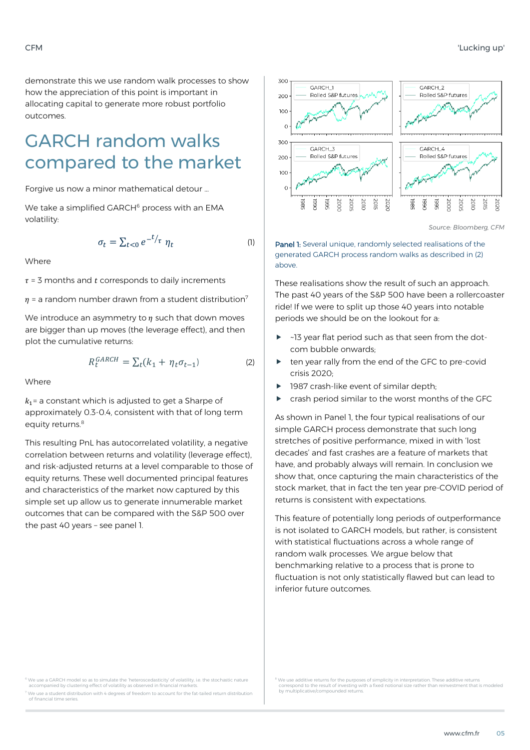demonstrate this we use random walk processes to show how the appreciation of this point is important in allocating capital to generate more robust portfolio outcomes.

## GARCH random walks compared to the market

Forgive us now a minor mathematical detour ...

We take a simplified GARCH[6] process with an EMA volatility:

$$\sigma_t = \sum_{t<0} e^{-t/\tau}\, \eta_t \tag{1}$$

Where

$\tau$ = 3 months and $t$ corresponds to daily increments

$\eta$ = a random number drawn from a student distribution[7]

We introduce an asymmetry to $\eta$ such that down moves are bigger than up moves (the leverage effect), and then plot the cumulative returns:

$$R_t^{GARCH} = \sum_t (k_1 + \eta_t \sigma_{t-1}) \tag{2}$$

Where

$k_1$ = a constant which is adjusted to get a Sharpe of approximately 0.3-0.4, consistent with that of long term equity returns.[8]

This resulting PnL has autocorrelated volatility, a negative correlation between returns and volatility (leverage effect), and risk-adjusted returns at a level comparable to those of equity returns. These well documented principal features and characteristics of the market now captured by this simple set up allow us to generate innumerable market outcomes that can be compared with the S&P 500 over the past 40 years – see panel 1.

Source: Bloomberg, CFM

**Panel 1:** Several unique, randomly selected realisations of the generated GARCH process random walks as described in (2) above.

These realisations show the result of such an approach. The past 40 years of the S&P 500 have been a rollercoaster ride! If we were to split up those 40 years into notable periods we should be on the lookout for a:

- ~13 year flat period such as that seen from the dot-com bubble onwards;
- ten year rally from the end of the GFC to pre-covid crisis 2020;
- 1987 crash-like event of similar depth;
- crash period similar to the worst months of the GFC

As shown in Panel 1, the four typical realisations of our simple GARCH process demonstrate that such long stretches of positive performance, mixed in with 'lost decades' and fast crashes are a feature of markets that have, and probably always will remain. In conclusion we show that, once capturing the main characteristics of the stock market, that in fact the ten year pre-COVID period of returns is consistent with expectations.

This feature of potentially long periods of outperformance is not isolated to GARCH models, but rather, is consistent with statistical fluctuations across a whole range of random walk processes. We argue below that benchmarking relative to a process that is prone to fluctuation is not only statistically flawed but can lead to inferior future outcomes.

[6] We use a GARCH model so as to simulate the 'heteroscedasticity' of volatility, i.e. the stochastic nature accompanied by clustering effect of volatility as observed in financial markets.

[7] We use a student distribution with 4 degrees of freedom to account for the fat-tailed return distribution of financial time series.

[8] We use additive returns for the purposes of simplicity in interpretation. These additive returns correspond to the result of investing with a fixed notional size rather than reinvestment that is modeled by multiplicative/compounded returns.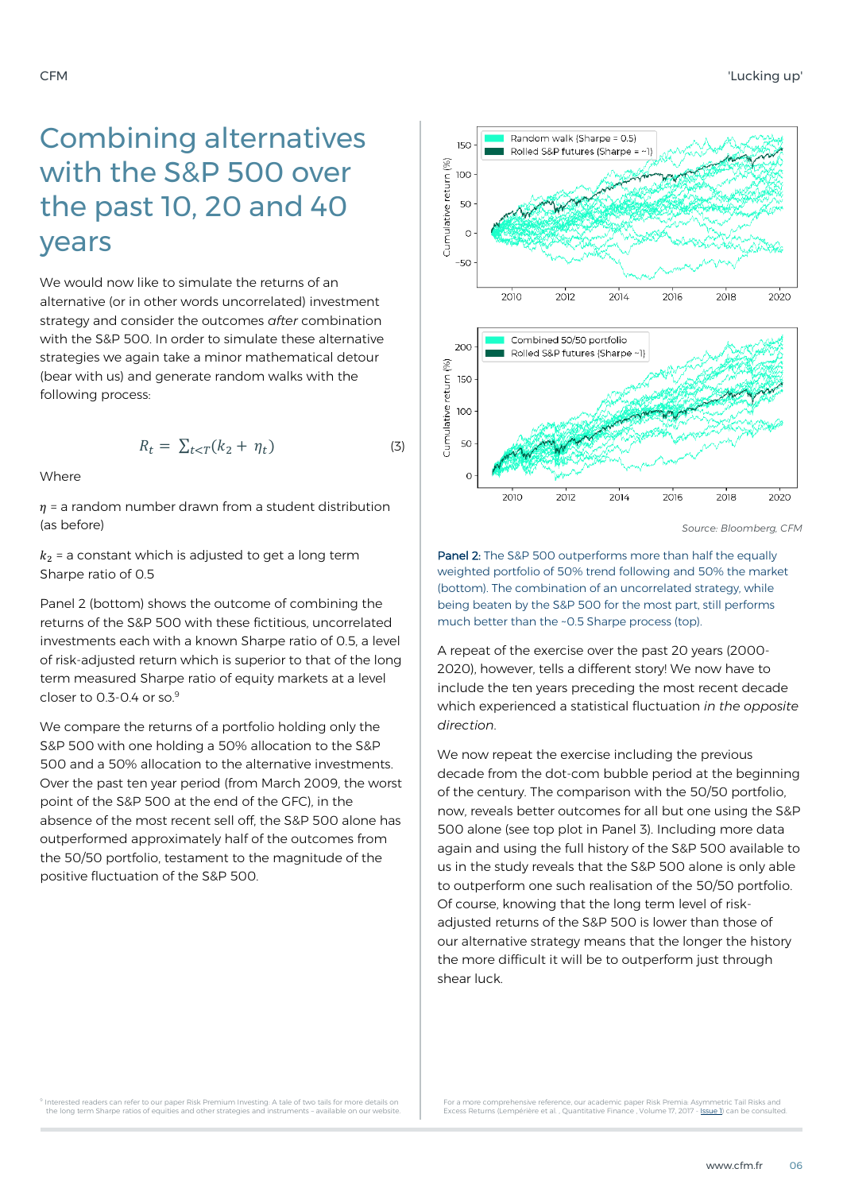# Combining alternatives with the S&P 500 over the past 10, 20 and 40 years

We would now like to simulate the returns of an alternative (or in other words uncorrelated) investment strategy and consider the outcomes *after* combination with the S&P 500. In order to simulate these alternative strategies we again take a minor mathematical detour (bear with us) and generate random walks with the following process:

$$R_t = \sum_{t<T}(k_2 + \eta_t) \qquad (3)$$

Where

$\eta$ = a random number drawn from a student distribution (as before)

$k_2$ = a constant which is adjusted to get a long term Sharpe ratio of 0.5

Panel 2 (bottom) shows the outcome of combining the returns of the S&P 500 with these fictitious, uncorrelated investments each with a known Sharpe ratio of 0.5, a level of risk-adjusted return which is superior to that of the long term measured Sharpe ratio of equity markets at a level closer to 0.3-0.4 or so.[9]

We compare the returns of a portfolio holding only the S&P 500 with one holding a 50% allocation to the S&P 500 and a 50% allocation to the alternative investments. Over the past ten year period (from March 2009, the worst point of the S&P 500 at the end of the GFC), in the absence of the most recent sell off, the S&P 500 alone has outperformed approximately half of the outcomes from the 50/50 portfolio, testament to the magnitude of the positive fluctuation of the S&P 500.

Source: Bloomberg, CFM

**Panel 2:** The S&P 500 outperforms more than half the equally weighted portfolio of 50% trend following and 50% the market (bottom). The combination of an uncorrelated strategy, while being beaten by the S&P 500 for the most part, still performs much better than the ~0.5 Sharpe process (top).

A repeat of the exercise over the past 20 years (2000-2020), however, tells a different story! We now have to include the ten years preceding the most recent decade which experienced a statistical fluctuation *in the opposite direction*.

We now repeat the exercise including the previous decade from the dot-com bubble period at the beginning of the century. The comparison with the 50/50 portfolio, now, reveals better outcomes for all but one using the S&P 500 alone (see top plot in Panel 3). Including more data again and using the full history of the S&P 500 available to us in the study reveals that the S&P 500 alone is only able to outperform one such realisation of the 50/50 portfolio. Of course, knowing that the long term level of risk-adjusted returns of the S&P 500 is lower than those of our alternative strategy means that the longer the history the more difficult it will be to outperform just through shear luck.

[9] Interested readers can refer to our paper Risk Premium Investing: A tale of two tails for more details on the long term Sharpe ratios of equities and other strategies and instruments – available on our website.

For a more comprehensive reference, our academic paper Risk Premia: Asymmetric Tail Risks and Excess Returns (Lempérière et al., Quantitative Finance, Volume 17, 2017 - Issue 1) can be consulted.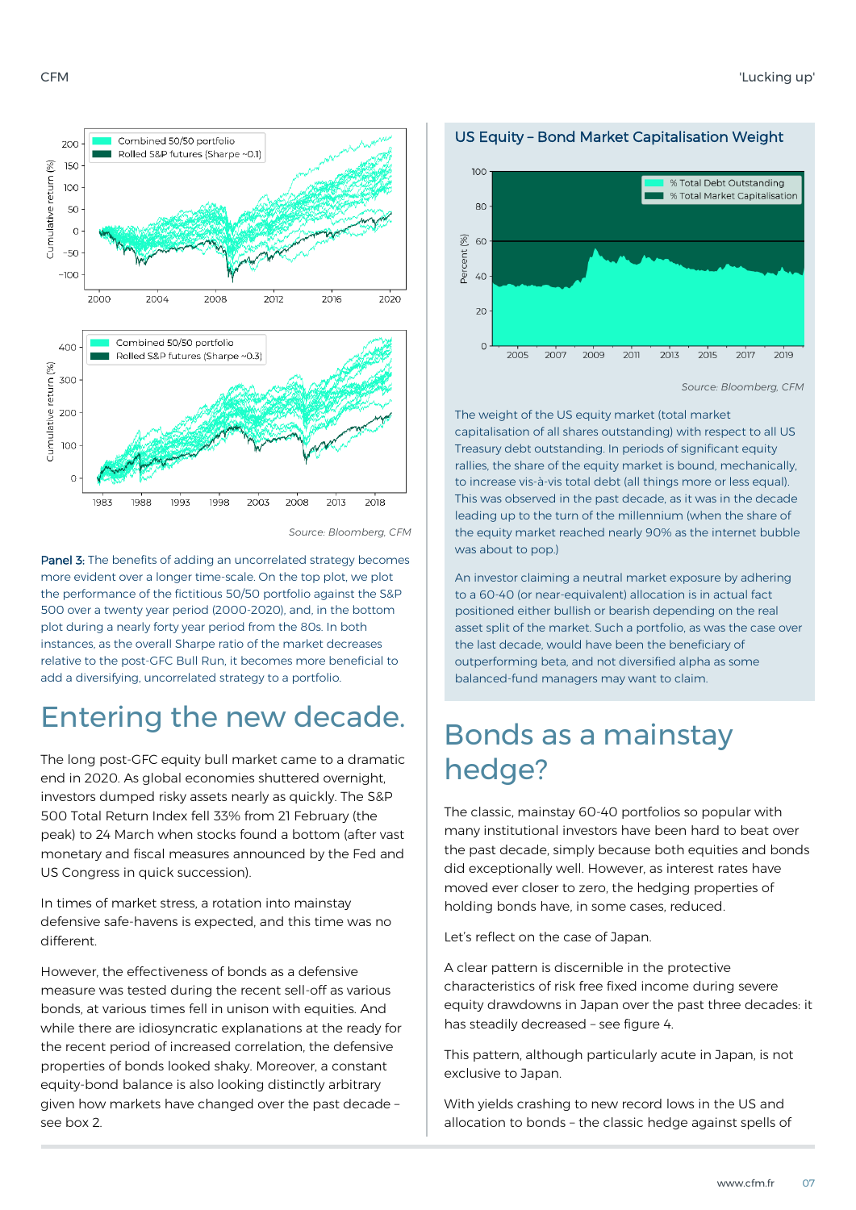Source: Bloomberg, CFM

**Panel 3:** The benefits of adding an uncorrelated strategy becomes more evident over a longer time-scale. On the top plot, we plot the performance of the fictitious 50/50 portfolio against the S&P 500 over a twenty year period (2000-2020), and, in the bottom plot during a nearly forty year period from the 80s. In both instances, as the overall Sharpe ratio of the market decreases relative to the post-GFC Bull Run, it becomes more beneficial to add a diversifying, uncorrelated strategy to a portfolio.

# Entering the new decade.

The long post-GFC equity bull market came to a dramatic end in 2020. As global economies shuttered overnight, investors dumped risky assets nearly as quickly. The S&P 500 Total Return Index fell 33% from 21 February (the peak) to 24 March when stocks found a bottom (after vast monetary and fiscal measures announced by the Fed and US Congress in quick succession).

In times of market stress, a rotation into mainstay defensive safe-havens is expected, and this time was no different.

However, the effectiveness of bonds as a defensive measure was tested during the recent sell-off as various bonds, at various times fell in unison with equities. And while there are idiosyncratic explanations at the ready for the recent period of increased correlation, the defensive properties of bonds looked shaky. Moreover, a constant equity-bond balance is also looking distinctly arbitrary given how markets have changed over the past decade – see box 2.

## US Equity – Bond Market Capitalisation Weight

Source: Bloomberg, CFM

The weight of the US equity market (total market capitalisation of all shares outstanding) with respect to all US Treasury debt outstanding. In periods of significant equity rallies, the share of the equity market is bound, mechanically, to increase vis-à-vis total debt (all things more or less equal). This was observed in the past decade, as it was in the decade leading up to the turn of the millennium (when the share of the equity market reached nearly 90% as the internet bubble was about to pop.)

An investor claiming a neutral market exposure by adhering to a 60-40 (or near-equivalent) allocation is in actual fact positioned either bullish or bearish depending on the real asset split of the market. Such a portfolio, as was the case over the last decade, would have been the beneficiary of outperforming beta, and not diversified alpha as some balanced-fund managers may want to claim.

# Bonds as a mainstay hedge?

The classic, mainstay 60-40 portfolios so popular with many institutional investors have been hard to beat over the past decade, simply because both equities and bonds did exceptionally well. However, as interest rates have moved ever closer to zero, the hedging properties of holding bonds have, in some cases, reduced.

Let's reflect on the case of Japan.

A clear pattern is discernible in the protective characteristics of risk free fixed income during severe equity drawdowns in Japan over the past three decades: it has steadily decreased – see figure 4.

This pattern, although particularly acute in Japan, is not exclusive to Japan.

With yields crashing to new record lows in the US and allocation to bonds – the classic hedge against spells of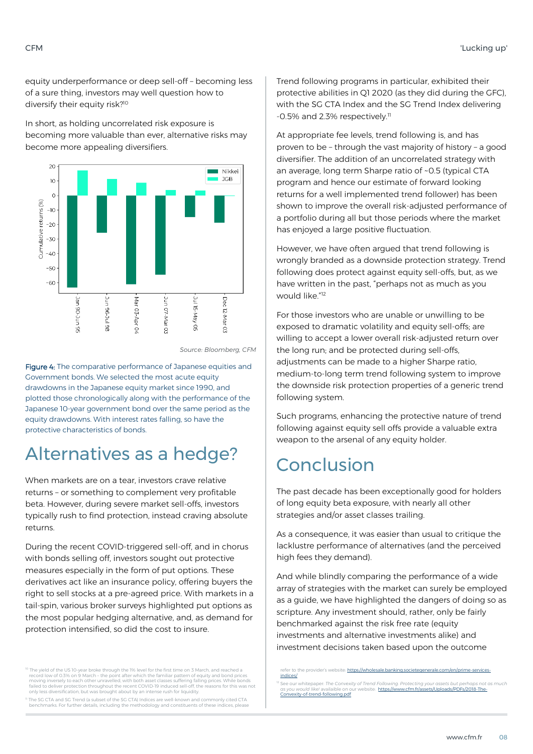equity underperformance or deep sell-off – becoming less of a sure thing, investors may well question how to diversify their equity risk?[10]

In short, as holding uncorrelated risk exposure is becoming more valuable than ever, alternative risks may become more appealing diversifiers.

Source: Bloomberg, CFM

Figure 4: The comparative performance of Japanese equities and Government bonds. We selected the most acute equity drawdowns in the Japanese equity market since 1990, and plotted those chronologically along with the performance of the Japanese 10-year government bond over the same period as the equity drawdowns. With interest rates falling, so have the protective characteristics of bonds.

## Alternatives as a hedge?

When markets are on a tear, investors crave relative returns – or something to complement very profitable beta. However, during severe market sell-offs, investors typically rush to find protection, instead craving absolute returns.

During the recent COVID-triggered sell-off, and in chorus with bonds selling off, investors sought out protective measures especially in the form of put options. These derivatives act like an insurance policy, offering buyers the right to sell stocks at a pre-agreed price. With markets in a tail-spin, various broker surveys highlighted put options as the most popular hedging alternative, and, as demand for protection intensified, so did the cost to insure.

Trend following programs in particular, exhibited their protective abilities in Q1 2020 (as they did during the GFC), with the SG CTA Index and the SG Trend Index delivering -0.5% and 2.3% respectively.[11]

At appropriate fee levels, trend following is, and has proven to be – through the vast majority of history – a good diversifier. The addition of an uncorrelated strategy with an average, long term Sharpe ratio of ~0.5 (typical CTA program and hence our estimate of forward looking returns for a well implemented trend follower) has been shown to improve the overall risk-adjusted performance of a portfolio during all but those periods where the market has enjoyed a large positive fluctuation.

However, we have often argued that trend following is wrongly branded as a downside protection strategy. Trend following does protect against equity sell-offs, but, as we have written in the past, "perhaps not as much as you would like."[12]

For those investors who are unable or unwilling to be exposed to dramatic volatility and equity sell-offs; are willing to accept a lower overall risk-adjusted return over the long run; and be protected during sell-offs, adjustments can be made to a higher Sharpe ratio, medium-to-long term trend following system to improve the downside risk protection properties of a generic trend following system.

Such programs, enhancing the protective nature of trend following against equity sell offs provide a valuable extra weapon to the arsenal of any equity holder.

## Conclusion

The past decade has been exceptionally good for holders of long equity beta exposure, with nearly all other strategies and/or asset classes trailing.

As a consequence, it was easier than usual to critique the lacklustre performance of alternatives (and the perceived high fees they demand).

And while blindly comparing the performance of a wide array of strategies with the market can surely be employed as a guide, we have highlighted the dangers of doing so as scripture. Any investment should, rather, only be fairly benchmarked against the risk free rate (equity investments and alternative investments alike) and investment decisions taken based upon the outcome

[10] The yield of the US 10-year broke through the 1% level for the first time on 3 March, and reached a record low of 0.3% on 9 March – the point after which the familiar pattern of equity and bond prices moving inversely to each other unravelled, with both asset classes suffering falling prices. While bonds failed to deliver protection throughout the recent COVID-19 induced sell-off, the reasons for this was not only less diversification, but was brought about by an intense rush for liquidity.

[11] The SG CTA and SG Trend (a subset of the SG CTA) Indices are well-known and commonly cited CTA benchmarks. For further details, including the methodology and constituents of these indices, please refer to the provider's website: https://wholesale.banking.societegenerale.com/en/prime-services-indices/

[12] See our whitepaper: *The Convexity of Trend Following. Protecting your assets but perhaps not as much as you would like!* available on our website: https://www.cfm.fr/assets/Uploads/PDFs/2018-The-Convexity-of-trend-following.pdf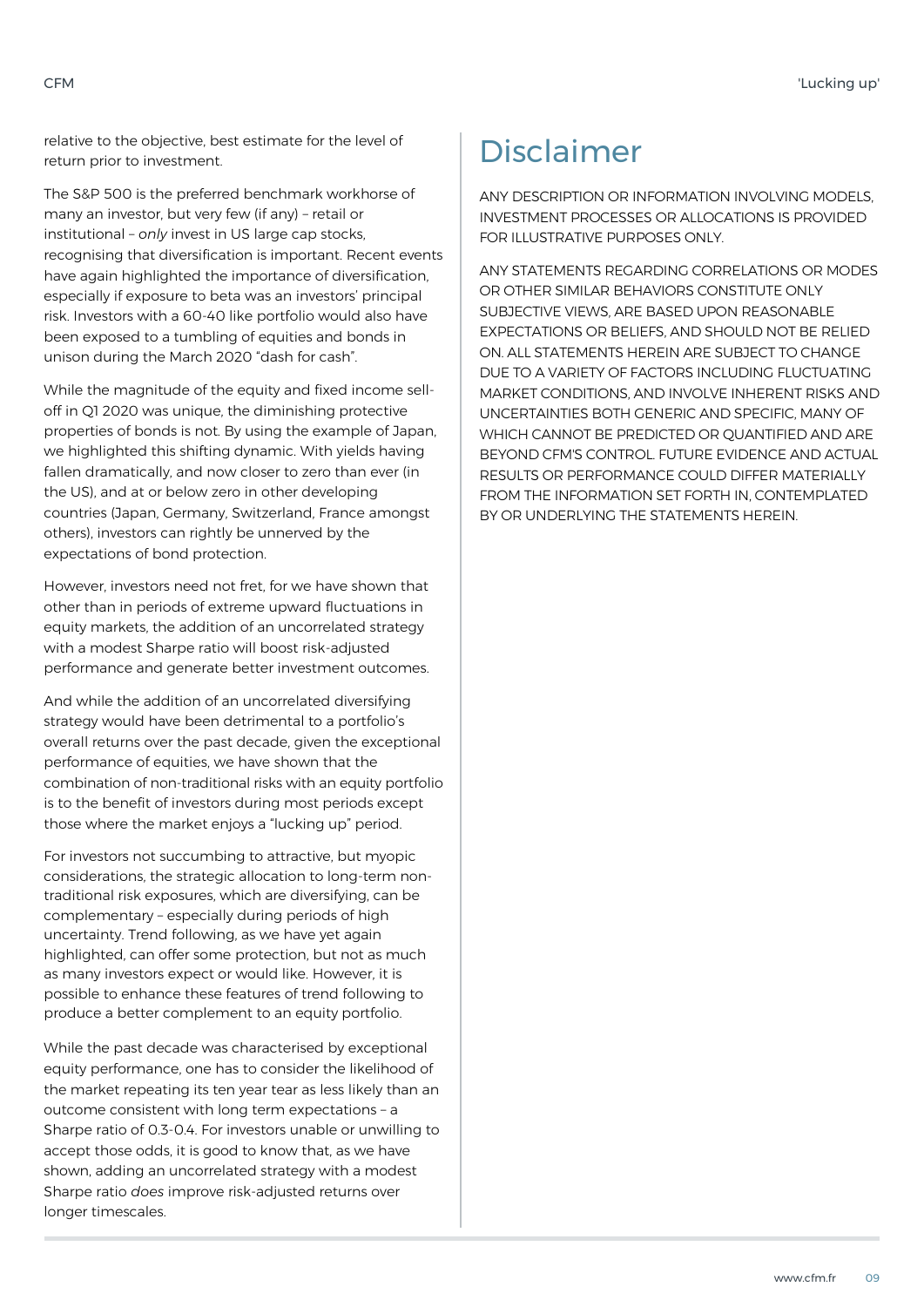relative to the objective, best estimate for the level of return prior to investment.

The S&P 500 is the preferred benchmark workhorse of many an investor, but very few (if any) – retail or institutional – *only* invest in US large cap stocks, recognising that diversification is important. Recent events have again highlighted the importance of diversification, especially if exposure to beta was an investors' principal risk. Investors with a 60-40 like portfolio would also have been exposed to a tumbling of equities and bonds in unison during the March 2020 "dash for cash".

While the magnitude of the equity and fixed income sell-off in Q1 2020 was unique, the diminishing protective properties of bonds is not. By using the example of Japan, we highlighted this shifting dynamic. With yields having fallen dramatically, and now closer to zero than ever (in the US), and at or below zero in other developing countries (Japan, Germany, Switzerland, France amongst others), investors can rightly be unnerved by the expectations of bond protection.

However, investors need not fret, for we have shown that other than in periods of extreme upward fluctuations in equity markets, the addition of an uncorrelated strategy with a modest Sharpe ratio will boost risk-adjusted performance and generate better investment outcomes.

And while the addition of an uncorrelated diversifying strategy would have been detrimental to a portfolio's overall returns over the past decade, given the exceptional performance of equities, we have shown that the combination of non-traditional risks with an equity portfolio is to the benefit of investors during most periods except those where the market enjoys a "lucking up" period.

For investors not succumbing to attractive, but myopic considerations, the strategic allocation to long-term non-traditional risk exposures, which are diversifying, can be complementary – especially during periods of high uncertainty. Trend following, as we have yet again highlighted, can offer some protection, but not as much as many investors expect or would like. However, it is possible to enhance these features of trend following to produce a better complement to an equity portfolio.

While the past decade was characterised by exceptional equity performance, one has to consider the likelihood of the market repeating its ten year tear as less likely than an outcome consistent with long term expectations – a Sharpe ratio of 0.3-0.4. For investors unable or unwilling to accept those odds, it is good to know that, as we have shown, adding an uncorrelated strategy with a modest Sharpe ratio *does* improve risk-adjusted returns over longer timescales.

# Disclaimer

ANY DESCRIPTION OR INFORMATION INVOLVING MODELS, INVESTMENT PROCESSES OR ALLOCATIONS IS PROVIDED FOR ILLUSTRATIVE PURPOSES ONLY.

ANY STATEMENTS REGARDING CORRELATIONS OR MODES OR OTHER SIMILAR BEHAVIORS CONSTITUTE ONLY SUBJECTIVE VIEWS, ARE BASED UPON REASONABLE EXPECTATIONS OR BELIEFS, AND SHOULD NOT BE RELIED ON. ALL STATEMENTS HEREIN ARE SUBJECT TO CHANGE DUE TO A VARIETY OF FACTORS INCLUDING FLUCTUATING MARKET CONDITIONS, AND INVOLVE INHERENT RISKS AND UNCERTAINTIES BOTH GENERIC AND SPECIFIC, MANY OF WHICH CANNOT BE PREDICTED OR QUANTIFIED AND ARE BEYOND CFM'S CONTROL. FUTURE EVIDENCE AND ACTUAL RESULTS OR PERFORMANCE COULD DIFFER MATERIALLY FROM THE INFORMATION SET FORTH IN, CONTEMPLATED BY OR UNDERLYING THE STATEMENTS HEREIN.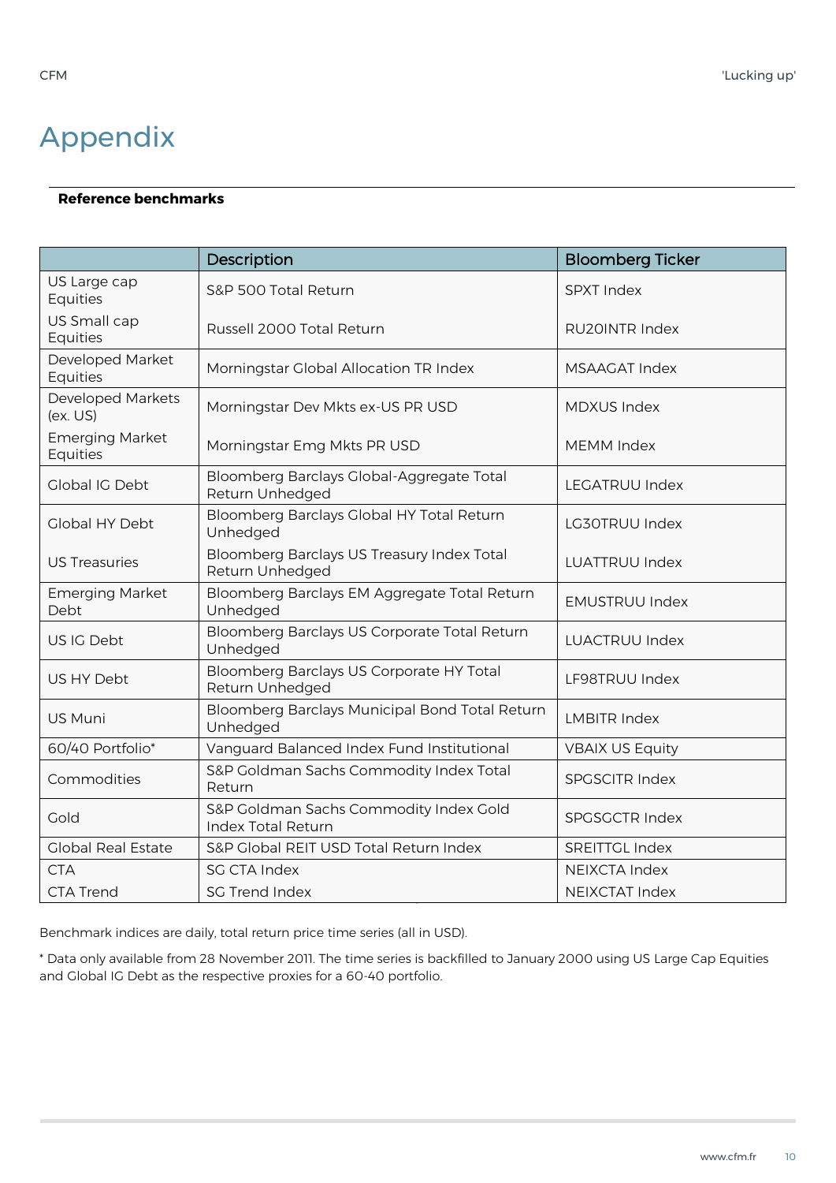# Appendix

**Reference benchmarks**

| | Description | Bloomberg Ticker |
|---|---|---|
| US Large cap Equities | S&P 500 Total Return | SPXT Index |
| US Small cap Equities | Russell 2000 Total Return | RU20INTR Index |
| Developed Market Equities | Morningstar Global Allocation TR Index | MSAAGAT Index |
| Developed Markets (ex. US) | Morningstar Dev Mkts ex-US PR USD | MDXUS Index |
| Emerging Market Equities | Morningstar Emg Mkts PR USD | MEMM Index |
| Global IG Debt | Bloomberg Barclays Global-Aggregate Total Return Unhedged | LEGATRUU Index |
| Global HY Debt | Bloomberg Barclays Global HY Total Return Unhedged | LG30TRUU Index |
| US Treasuries | Bloomberg Barclays US Treasury Index Total Return Unhedged | LUATTRUU Index |
| Emerging Market Debt | Bloomberg Barclays EM Aggregate Total Return Unhedged | EMUSTRUU Index |
| US IG Debt | Bloomberg Barclays US Corporate Total Return Unhedged | LUACTRUU Index |
| US HY Debt | Bloomberg Barclays US Corporate HY Total Return Unhedged | LF98TRUU Index |
| US Muni | Bloomberg Barclays Municipal Bond Total Return Unhedged | LMBITR Index |
| 60/40 Portfolio* | Vanguard Balanced Index Fund Institutional | VBAIX US Equity |
| Commodities | S&P Goldman Sachs Commodity Index Total Return | SPGSCITR Index |
| Gold | S&P Goldman Sachs Commodity Index Gold Index Total Return | SPGSGCTR Index |
| Global Real Estate | S&P Global REIT USD Total Return Index | SREITTGL Index |
| CTA | SG CTA Index | NEIXCTA Index |
| CTA Trend | SG Trend Index | NEIXCTAT Index |

Benchmark indices are daily, total return price time series (all in USD).

* Data only available from 28 November 2011. The time series is backfilled to January 2000 using US Large Cap Equities and Global IG Debt as the respective proxies for a 60-40 portfolio.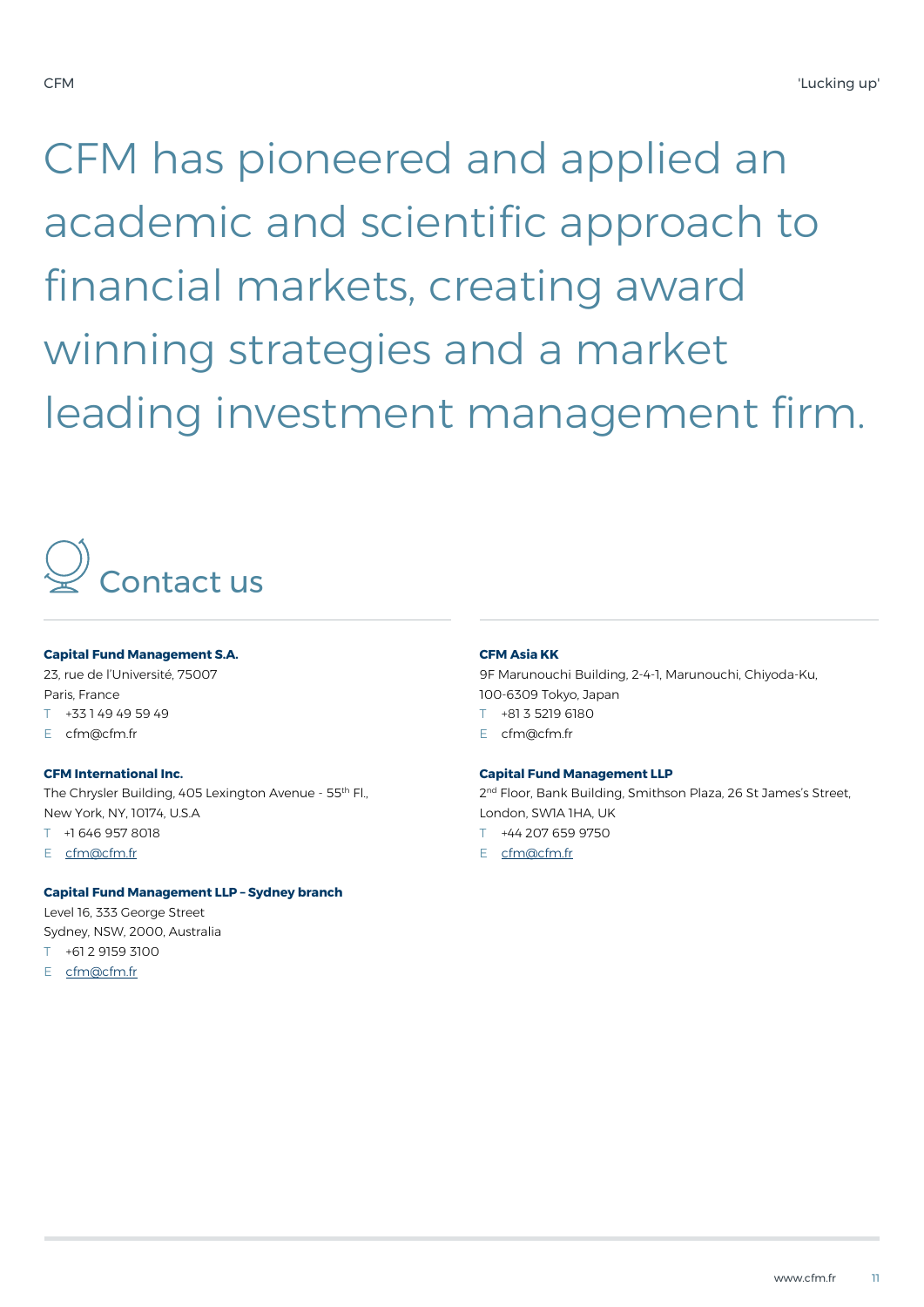CFM has pioneered and applied an academic and scientific approach to financial markets, creating award winning strategies and a market leading investment management firm.

## Contact us

**Capital Fund Management S.A.**
23, rue de l'Université, 75007
Paris, France
T +33 1 49 49 59 49
E cfm@cfm.fr

**CFM International Inc.**
The Chrysler Building, 405 Lexington Avenue - 55th Fl.,
New York, NY, 10174, U.S.A
T +1 646 957 8018
E cfm@cfm.fr

**Capital Fund Management LLP – Sydney branch**
Level 16, 333 George Street
Sydney, NSW, 2000, Australia
T +61 2 9159 3100
E cfm@cfm.fr

**CFM Asia KK**
9F Marunouchi Building, 2-4-1, Marunouchi, Chiyoda-Ku,
100-6309 Tokyo, Japan
T +81 3 5219 6180
E cfm@cfm.fr

**Capital Fund Management LLP**
2nd Floor, Bank Building, Smithson Plaza, 26 St James's Street,
London, SW1A 1HA, UK
T +44 207 659 9750
E cfm@cfm.fr